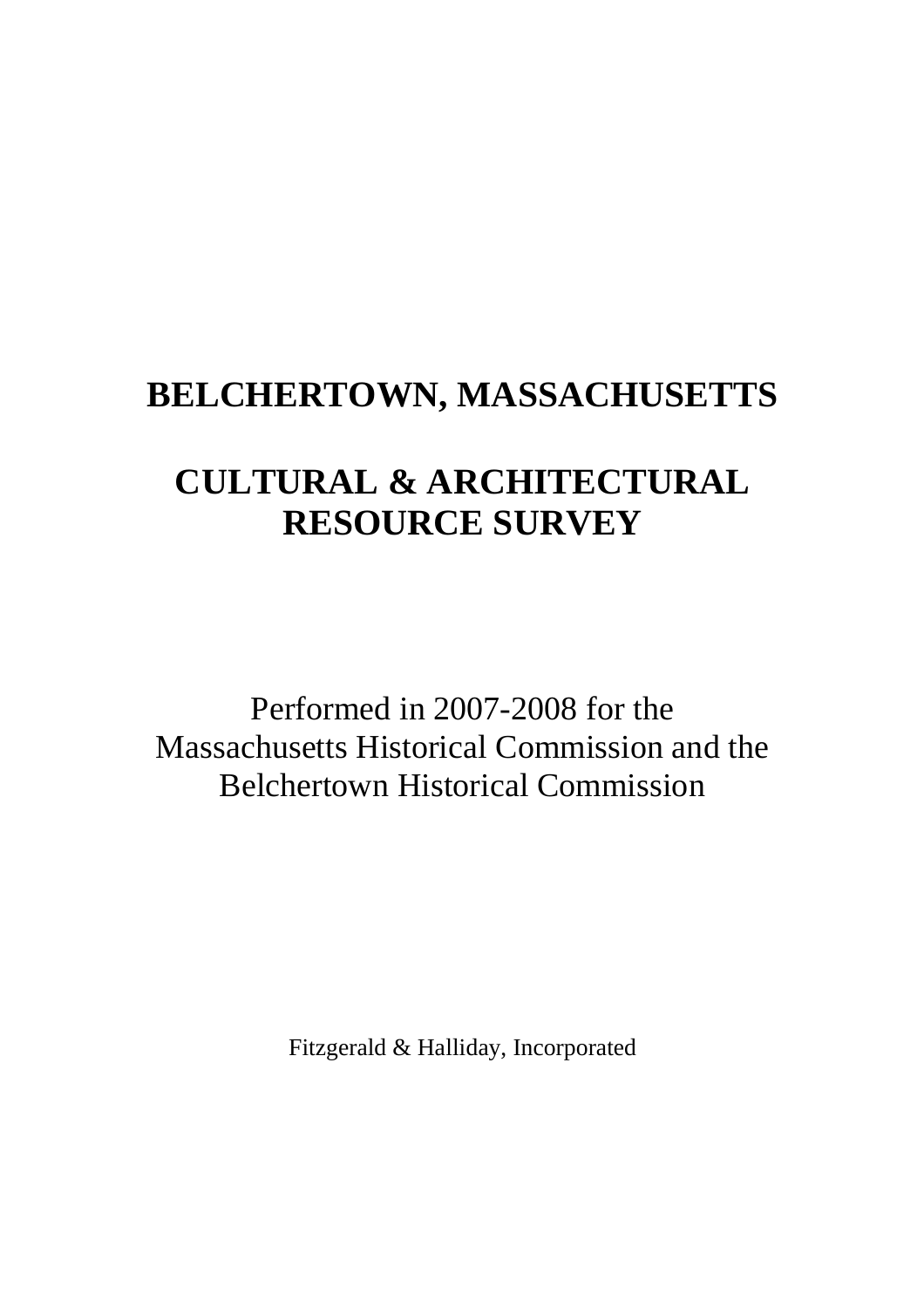# BELCHERTOWN, MASSACHUSETTS

# CULTURAL & ARCHITECTURAL RESOURCE SURVEY

Performed in 2007-2008 for the
Massachusetts Historical Commission and the
Belchertown Historical Commission

Fitzgerald & Halliday, Incorporated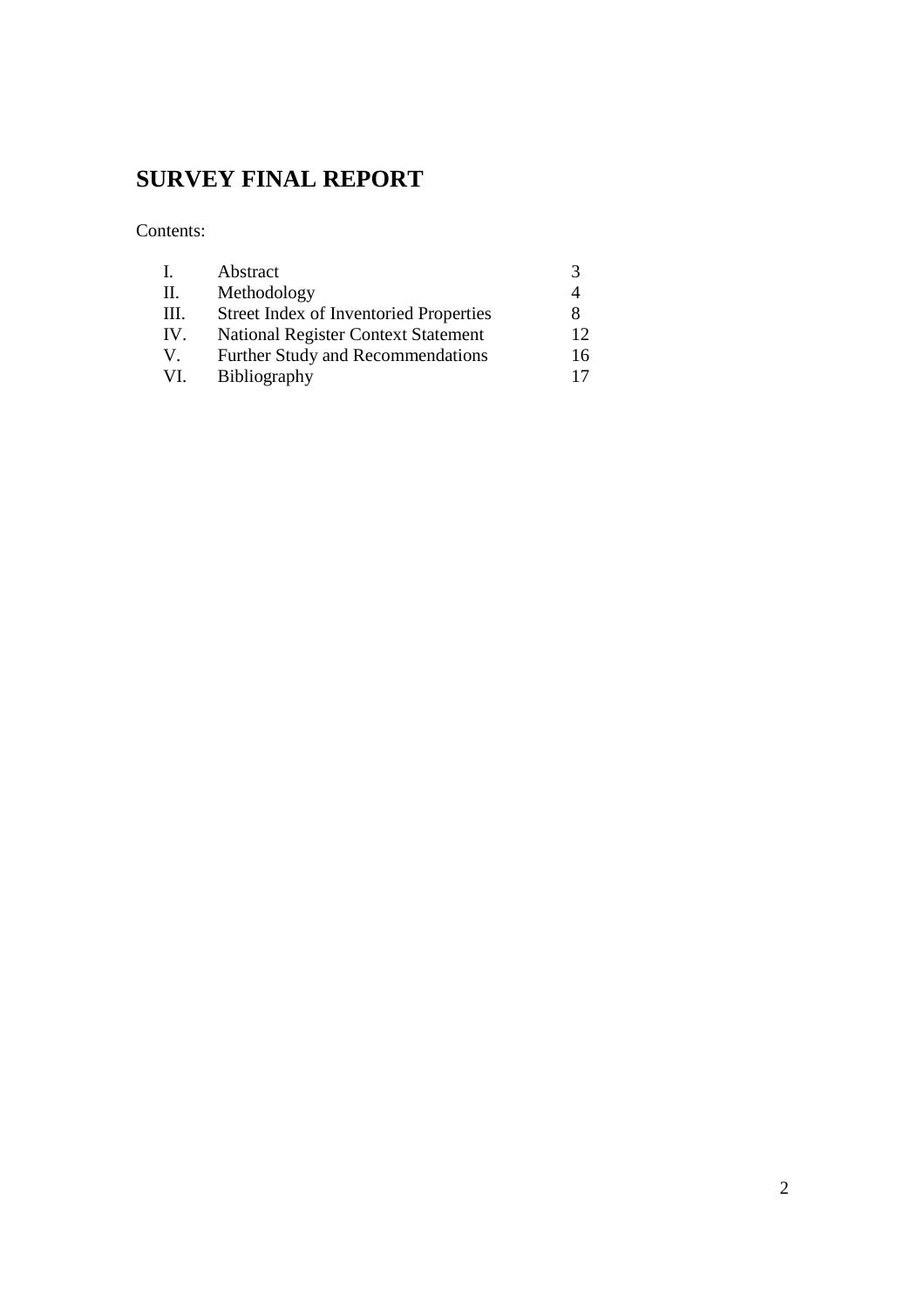# SURVEY FINAL REPORT

Contents:

| | | |
|---|---|---|
| I. | Abstract | 3 |
| II. | Methodology | 4 |
| III. | Street Index of Inventoried Properties | 8 |
| IV. | National Register Context Statement | 12 |
| V. | Further Study and Recommendations | 16 |
| VI. | Bibliography | 17 |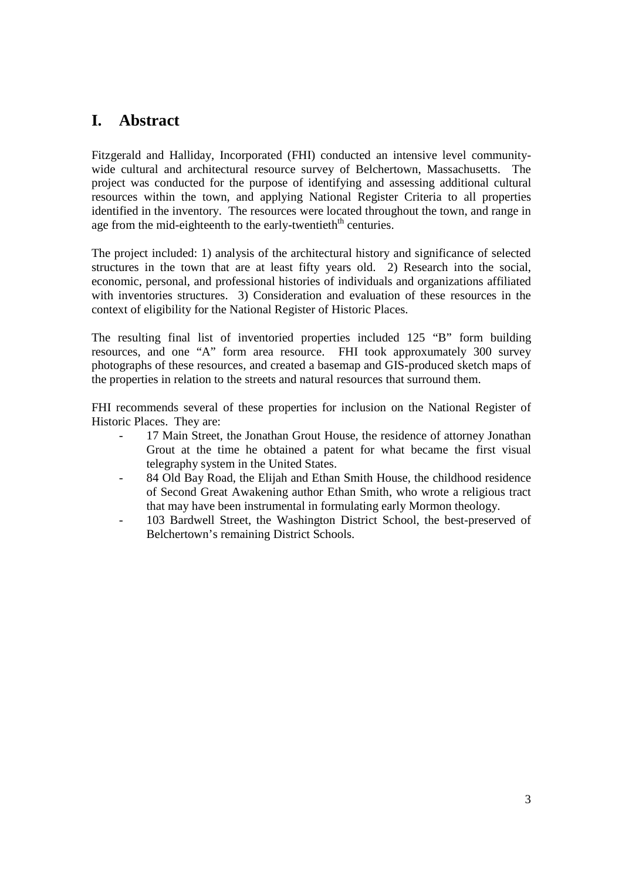# I. Abstract

Fitzgerald and Halliday, Incorporated (FHI) conducted an intensive level community-wide cultural and architectural resource survey of Belchertown, Massachusetts. The project was conducted for the purpose of identifying and assessing additional cultural resources within the town, and applying National Register Criteria to all properties identified in the inventory. The resources were located throughout the town, and range in age from the mid-eighteenth to the early-twentieth[th] centuries.

The project included: 1) analysis of the architectural history and significance of selected structures in the town that are at least fifty years old. 2) Research into the social, economic, personal, and professional histories of individuals and organizations affiliated with inventories structures. 3) Consideration and evaluation of these resources in the context of eligibility for the National Register of Historic Places.

The resulting final list of inventoried properties included 125 "B" form building resources, and one "A" form area resource. FHI took approxumately 300 survey photographs of these resources, and created a basemap and GIS-produced sketch maps of the properties in relation to the streets and natural resources that surround them.

FHI recommends several of these properties for inclusion on the National Register of Historic Places. They are:

- 17 Main Street, the Jonathan Grout House, the residence of attorney Jonathan Grout at the time he obtained a patent for what became the first visual telegraphy system in the United States.
- 84 Old Bay Road, the Elijah and Ethan Smith House, the childhood residence of Second Great Awakening author Ethan Smith, who wrote a religious tract that may have been instrumental in formulating early Mormon theology.
- 103 Bardwell Street, the Washington District School, the best-preserved of Belchertown's remaining District Schools.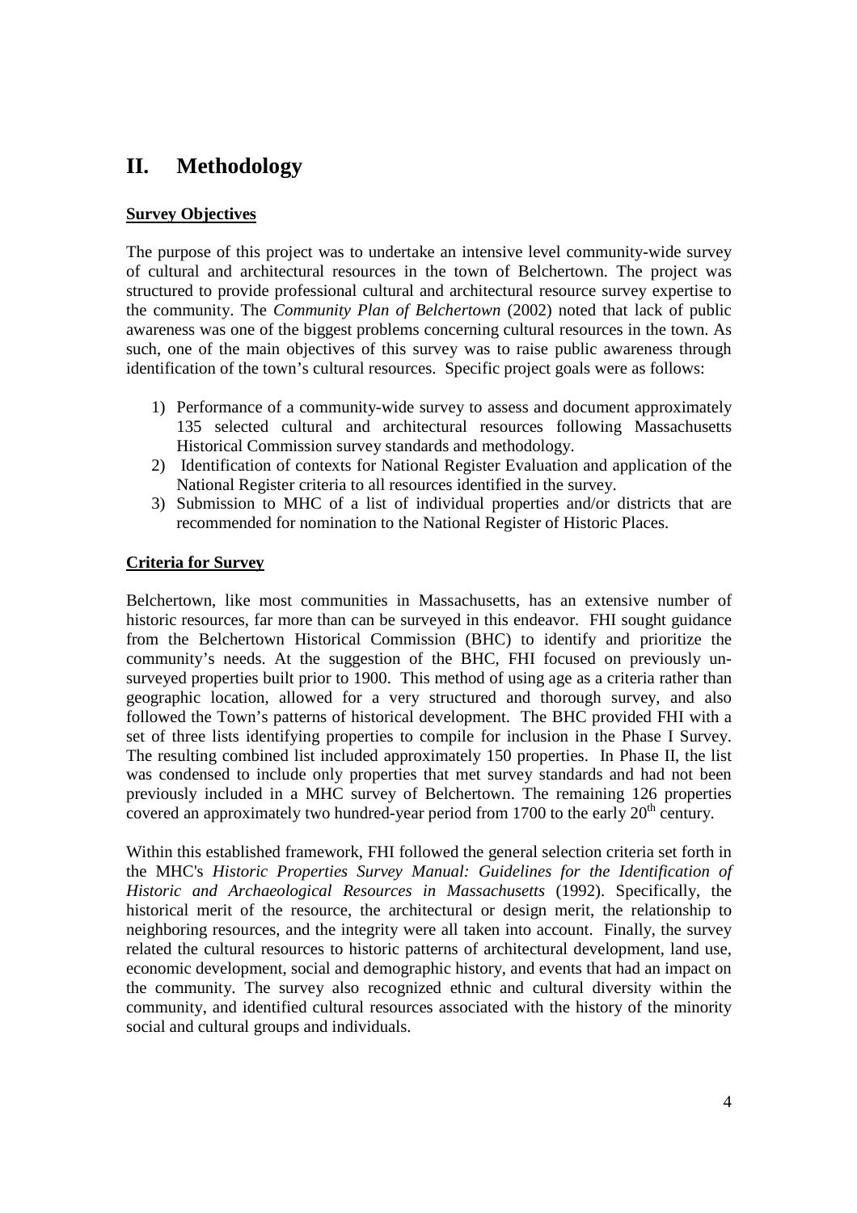# II. Methodology

**Survey Objectives**

The purpose of this project was to undertake an intensive level community-wide survey of cultural and architectural resources in the town of Belchertown. The project was structured to provide professional cultural and architectural resource survey expertise to the community. The *Community Plan of Belchertown* (2002) noted that lack of public awareness was one of the biggest problems concerning cultural resources in the town. As such, one of the main objectives of this survey was to raise public awareness through identification of the town's cultural resources. Specific project goals were as follows:

1) Performance of a community-wide survey to assess and document approximately 135 selected cultural and architectural resources following Massachusetts Historical Commission survey standards and methodology.
2) Identification of contexts for National Register Evaluation and application of the National Register criteria to all resources identified in the survey.
3) Submission to MHC of a list of individual properties and/or districts that are recommended for nomination to the National Register of Historic Places.

**Criteria for Survey**

Belchertown, like most communities in Massachusetts, has an extensive number of historic resources, far more than can be surveyed in this endeavor. FHI sought guidance from the Belchertown Historical Commission (BHC) to identify and prioritize the community's needs. At the suggestion of the BHC, FHI focused on previously un-surveyed properties built prior to 1900. This method of using age as a criteria rather than geographic location, allowed for a very structured and thorough survey, and also followed the Town's patterns of historical development. The BHC provided FHI with a set of three lists identifying properties to compile for inclusion in the Phase I Survey. The resulting combined list included approximately 150 properties. In Phase II, the list was condensed to include only properties that met survey standards and had not been previously included in a MHC survey of Belchertown. The remaining 126 properties covered an approximately two hundred-year period from 1700 to the early 20th century.

Within this established framework, FHI followed the general selection criteria set forth in the MHC's *Historic Properties Survey Manual: Guidelines for the Identification of Historic and Archaeological Resources in Massachusetts* (1992). Specifically, the historical merit of the resource, the architectural or design merit, the relationship to neighboring resources, and the integrity were all taken into account. Finally, the survey related the cultural resources to historic patterns of architectural development, land use, economic development, social and demographic history, and events that had an impact on the community. The survey also recognized ethnic and cultural diversity within the community, and identified cultural resources associated with the history of the minority social and cultural groups and individuals.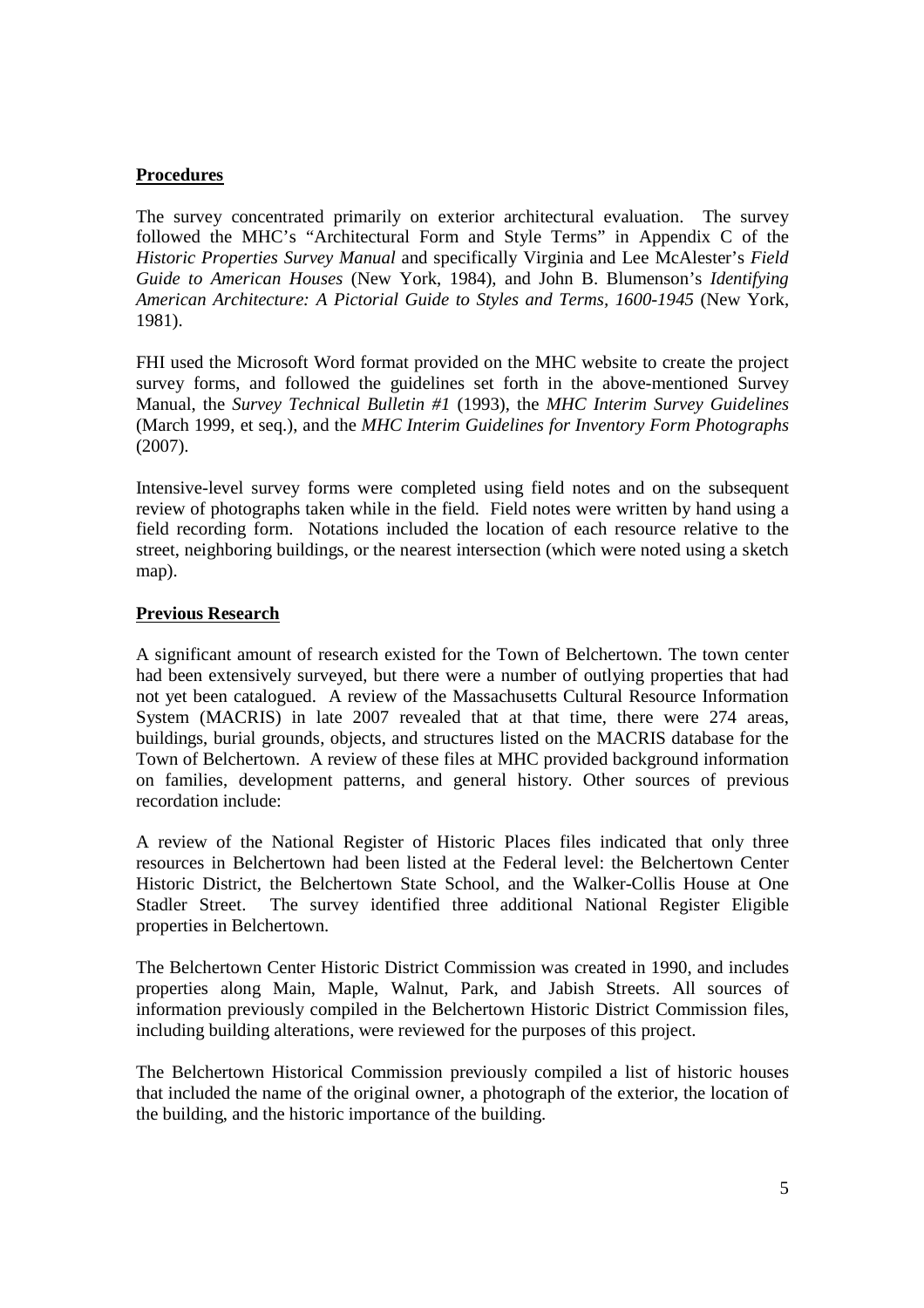**Procedures**

The survey concentrated primarily on exterior architectural evaluation. The survey followed the MHC's "Architectural Form and Style Terms" in Appendix C of the *Historic Properties Survey Manual* and specifically Virginia and Lee McAlester's *Field Guide to American Houses* (New York, 1984), and John B. Blumenson's *Identifying American Architecture: A Pictorial Guide to Styles and Terms, 1600-1945* (New York, 1981).

FHI used the Microsoft Word format provided on the MHC website to create the project survey forms, and followed the guidelines set forth in the above-mentioned Survey Manual, the *Survey Technical Bulletin #1* (1993), the *MHC Interim Survey Guidelines* (March 1999, et seq.), and the *MHC Interim Guidelines for Inventory Form Photographs* (2007).

Intensive-level survey forms were completed using field notes and on the subsequent review of photographs taken while in the field. Field notes were written by hand using a field recording form. Notations included the location of each resource relative to the street, neighboring buildings, or the nearest intersection (which were noted using a sketch map).

**Previous Research**

A significant amount of research existed for the Town of Belchertown. The town center had been extensively surveyed, but there were a number of outlying properties that had not yet been catalogued. A review of the Massachusetts Cultural Resource Information System (MACRIS) in late 2007 revealed that at that time, there were 274 areas, buildings, burial grounds, objects, and structures listed on the MACRIS database for the Town of Belchertown. A review of these files at MHC provided background information on families, development patterns, and general history. Other sources of previous recordation include:

A review of the National Register of Historic Places files indicated that only three resources in Belchertown had been listed at the Federal level: the Belchertown Center Historic District, the Belchertown State School, and the Walker-Collis House at One Stadler Street. The survey identified three additional National Register Eligible properties in Belchertown.

The Belchertown Center Historic District Commission was created in 1990, and includes properties along Main, Maple, Walnut, Park, and Jabish Streets. All sources of information previously compiled in the Belchertown Historic District Commission files, including building alterations, were reviewed for the purposes of this project.

The Belchertown Historical Commission previously compiled a list of historic houses that included the name of the original owner, a photograph of the exterior, the location of the building, and the historic importance of the building.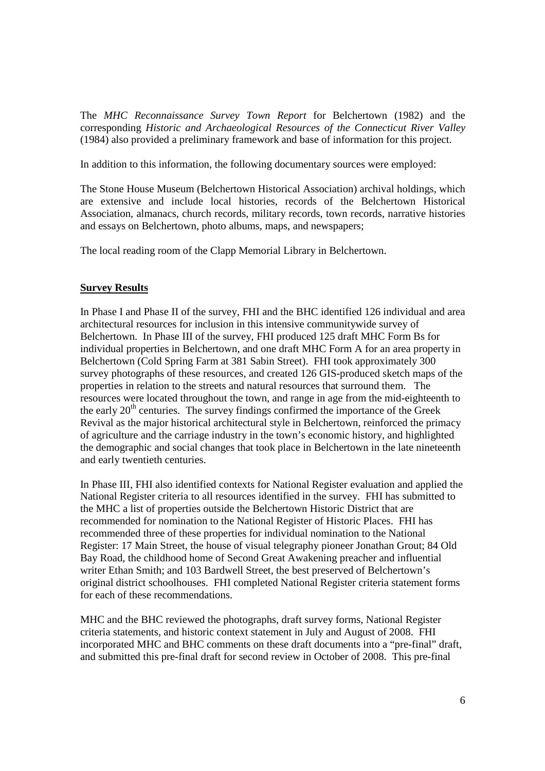The *MHC Reconnaissance Survey Town Report* for Belchertown (1982) and the corresponding *Historic and Archaeological Resources of the Connecticut River Valley* (1984) also provided a preliminary framework and base of information for this project.

In addition to this information, the following documentary sources were employed:

The Stone House Museum (Belchertown Historical Association) archival holdings, which are extensive and include local histories, records of the Belchertown Historical Association, almanacs, church records, military records, town records, narrative histories and essays on Belchertown, photo albums, maps, and newspapers;

The local reading room of the Clapp Memorial Library in Belchertown.

## Survey Results

In Phase I and Phase II of the survey, FHI and the BHC identified 126 individual and area architectural resources for inclusion in this intensive communitywide survey of Belchertown. In Phase III of the survey, FHI produced 125 draft MHC Form Bs for individual properties in Belchertown, and one draft MHC Form A for an area property in Belchertown (Cold Spring Farm at 381 Sabin Street). FHI took approximately 300 survey photographs of these resources, and created 126 GIS-produced sketch maps of the properties in relation to the streets and natural resources that surround them. The resources were located throughout the town, and range in age from the mid-eighteenth to the early 20th centuries. The survey findings confirmed the importance of the Greek Revival as the major historical architectural style in Belchertown, reinforced the primacy of agriculture and the carriage industry in the town's economic history, and highlighted the demographic and social changes that took place in Belchertown in the late nineteenth and early twentieth centuries.

In Phase III, FHI also identified contexts for National Register evaluation and applied the National Register criteria to all resources identified in the survey. FHI has submitted to the MHC a list of properties outside the Belchertown Historic District that are recommended for nomination to the National Register of Historic Places. FHI has recommended three of these properties for individual nomination to the National Register: 17 Main Street, the house of visual telegraphy pioneer Jonathan Grout; 84 Old Bay Road, the childhood home of Second Great Awakening preacher and influential writer Ethan Smith; and 103 Bardwell Street, the best preserved of Belchertown's original district schoolhouses. FHI completed National Register criteria statement forms for each of these recommendations.

MHC and the BHC reviewed the photographs, draft survey forms, National Register criteria statements, and historic context statement in July and August of 2008. FHI incorporated MHC and BHC comments on these draft documents into a "pre-final" draft, and submitted this pre-final draft for second review in October of 2008. This pre-final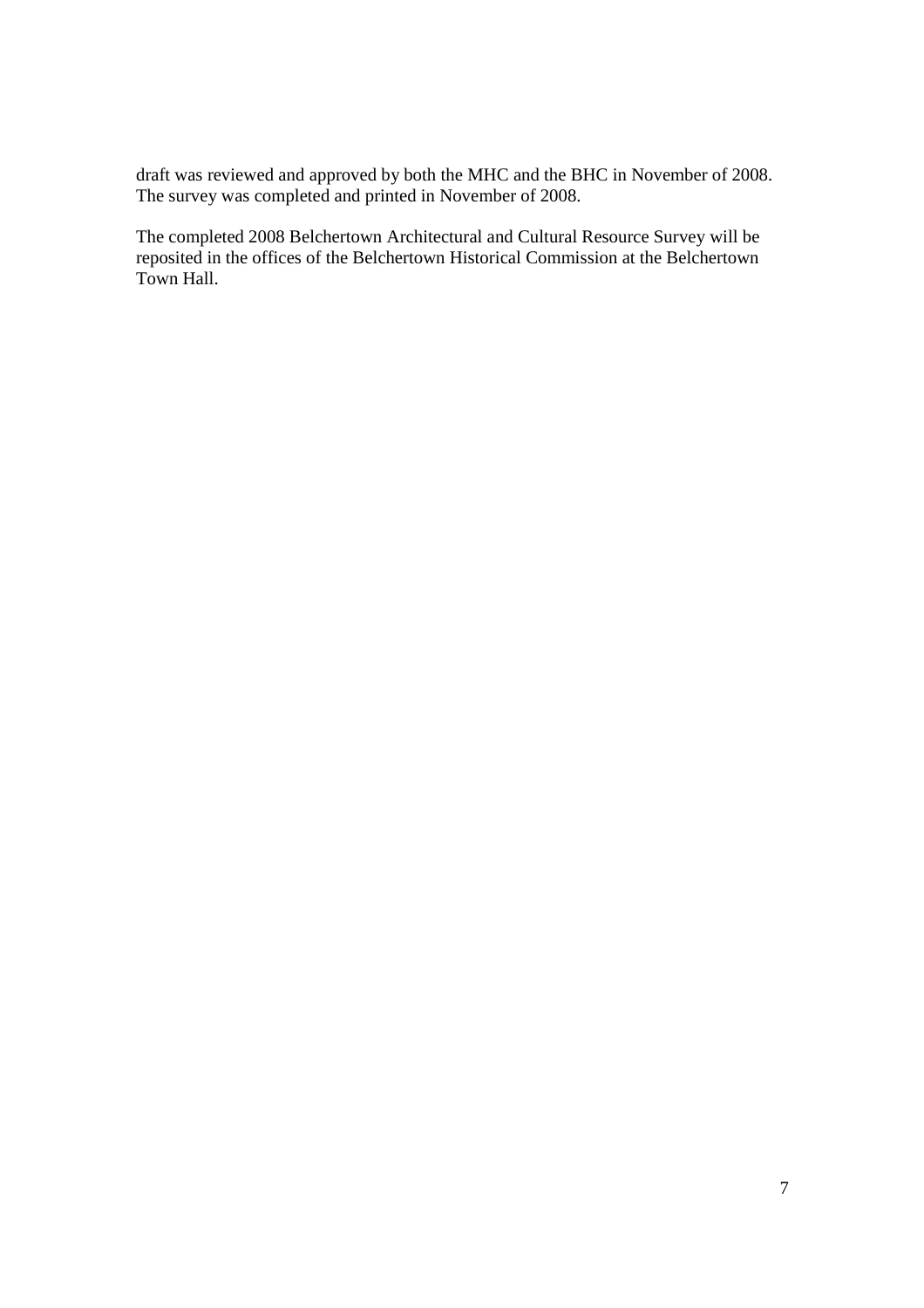draft was reviewed and approved by both the MHC and the BHC in November of 2008. The survey was completed and printed in November of 2008.

The completed 2008 Belchertown Architectural and Cultural Resource Survey will be reposited in the offices of the Belchertown Historical Commission at the Belchertown Town Hall.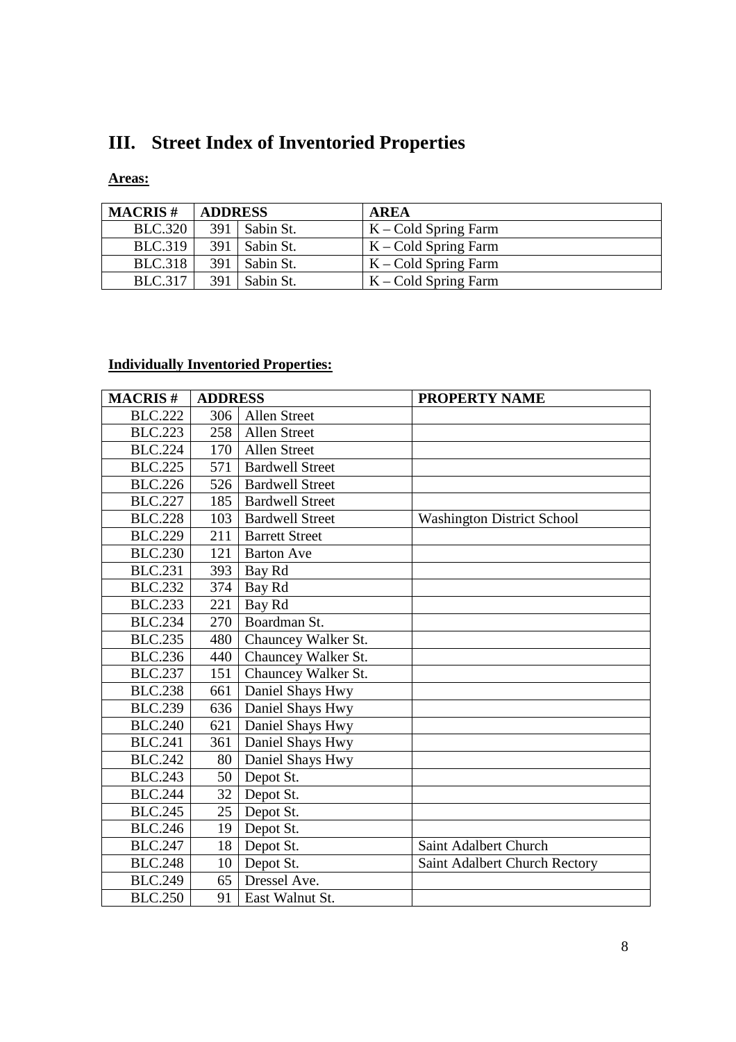# III. Street Index of Inventoried Properties

**Areas:**

| MACRIS # | ADDRESS | | AREA |
|---|---|---|---|
| BLC.320 | 391 | Sabin St. | K – Cold Spring Farm |
| BLC.319 | 391 | Sabin St. | K – Cold Spring Farm |
| BLC.318 | 391 | Sabin St. | K – Cold Spring Farm |
| BLC.317 | 391 | Sabin St. | K – Cold Spring Farm |

**Individually Inventoried Properties:**

| MACRIS # | ADDRESS | | PROPERTY NAME |
|---|---|---|---|
| BLC.222 | 306 | Allen Street | |
| BLC.223 | 258 | Allen Street | |
| BLC.224 | 170 | Allen Street | |
| BLC.225 | 571 | Bardwell Street | |
| BLC.226 | 526 | Bardwell Street | |
| BLC.227 | 185 | Bardwell Street | |
| BLC.228 | 103 | Bardwell Street | Washington District School |
| BLC.229 | 211 | Barrett Street | |
| BLC.230 | 121 | Barton Ave | |
| BLC.231 | 393 | Bay Rd | |
| BLC.232 | 374 | Bay Rd | |
| BLC.233 | 221 | Bay Rd | |
| BLC.234 | 270 | Boardman St. | |
| BLC.235 | 480 | Chauncey Walker St. | |
| BLC.236 | 440 | Chauncey Walker St. | |
| BLC.237 | 151 | Chauncey Walker St. | |
| BLC.238 | 661 | Daniel Shays Hwy | |
| BLC.239 | 636 | Daniel Shays Hwy | |
| BLC.240 | 621 | Daniel Shays Hwy | |
| BLC.241 | 361 | Daniel Shays Hwy | |
| BLC.242 | 80 | Daniel Shays Hwy | |
| BLC.243 | 50 | Depot St. | |
| BLC.244 | 32 | Depot St. | |
| BLC.245 | 25 | Depot St. | |
| BLC.246 | 19 | Depot St. | |
| BLC.247 | 18 | Depot St. | Saint Adalbert Church |
| BLC.248 | 10 | Depot St. | Saint Adalbert Church Rectory |
| BLC.249 | 65 | Dressel Ave. | |
| BLC.250 | 91 | East Walnut St. | |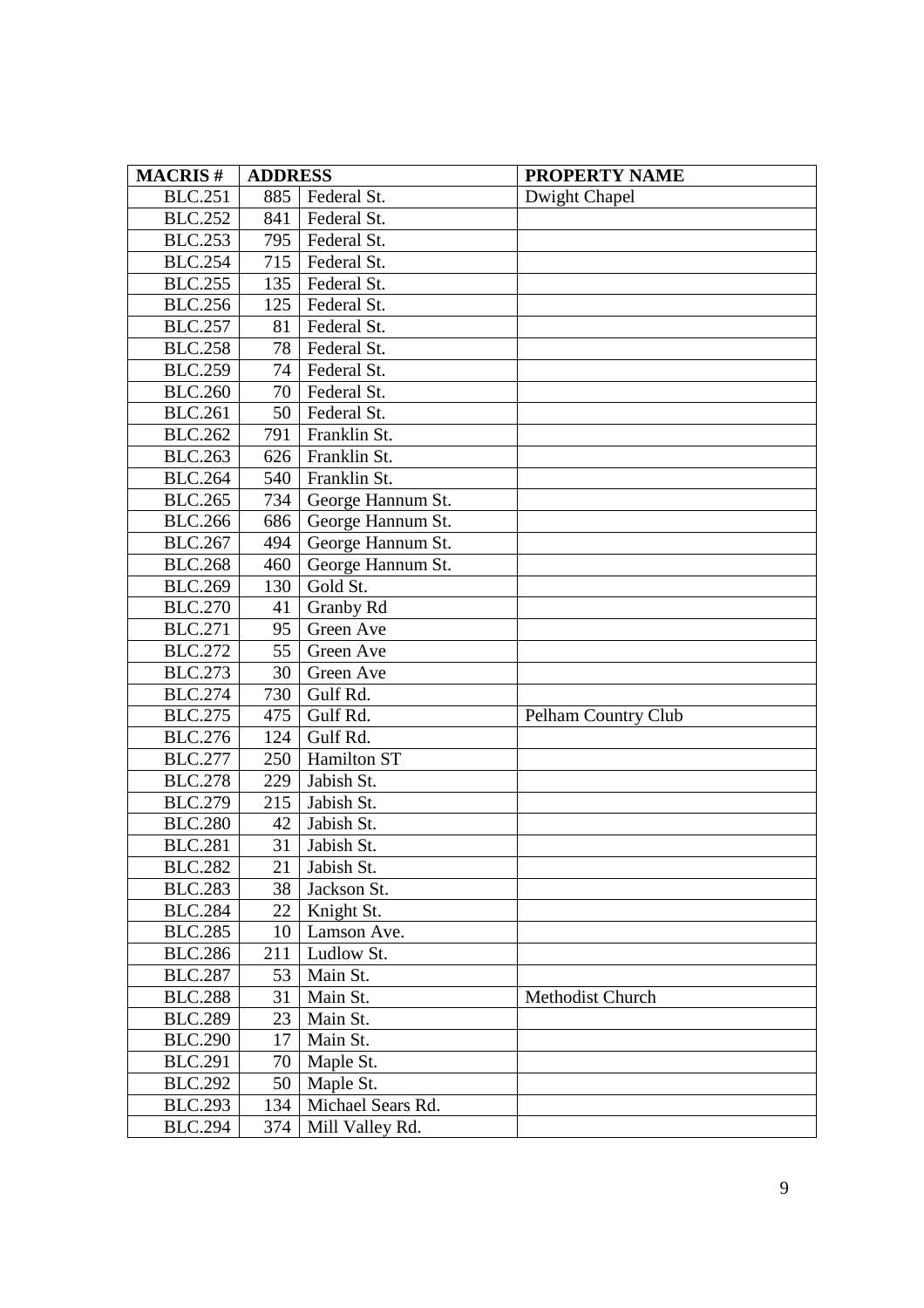| MACRIS # | ADDRESS | | PROPERTY NAME |
|---|---|---|---|
| BLC.251 | 885 | Federal St. | Dwight Chapel |
| BLC.252 | 841 | Federal St. | |
| BLC.253 | 795 | Federal St. | |
| BLC.254 | 715 | Federal St. | |
| BLC.255 | 135 | Federal St. | |
| BLC.256 | 125 | Federal St. | |
| BLC.257 | 81 | Federal St. | |
| BLC.258 | 78 | Federal St. | |
| BLC.259 | 74 | Federal St. | |
| BLC.260 | 70 | Federal St. | |
| BLC.261 | 50 | Federal St. | |
| BLC.262 | 791 | Franklin St. | |
| BLC.263 | 626 | Franklin St. | |
| BLC.264 | 540 | Franklin St. | |
| BLC.265 | 734 | George Hannum St. | |
| BLC.266 | 686 | George Hannum St. | |
| BLC.267 | 494 | George Hannum St. | |
| BLC.268 | 460 | George Hannum St. | |
| BLC.269 | 130 | Gold St. | |
| BLC.270 | 41 | Granby Rd | |
| BLC.271 | 95 | Green Ave | |
| BLC.272 | 55 | Green Ave | |
| BLC.273 | 30 | Green Ave | |
| BLC.274 | 730 | Gulf Rd. | |
| BLC.275 | 475 | Gulf Rd. | Pelham Country Club |
| BLC.276 | 124 | Gulf Rd. | |
| BLC.277 | 250 | Hamilton ST | |
| BLC.278 | 229 | Jabish St. | |
| BLC.279 | 215 | Jabish St. | |
| BLC.280 | 42 | Jabish St. | |
| BLC.281 | 31 | Jabish St. | |
| BLC.282 | 21 | Jabish St. | |
| BLC.283 | 38 | Jackson St. | |
| BLC.284 | 22 | Knight St. | |
| BLC.285 | 10 | Lamson Ave. | |
| BLC.286 | 211 | Ludlow St. | |
| BLC.287 | 53 | Main St. | |
| BLC.288 | 31 | Main St. | Methodist Church |
| BLC.289 | 23 | Main St. | |
| BLC.290 | 17 | Main St. | |
| BLC.291 | 70 | Maple St. | |
| BLC.292 | 50 | Maple St. | |
| BLC.293 | 134 | Michael Sears Rd. | |
| BLC.294 | 374 | Mill Valley Rd. | |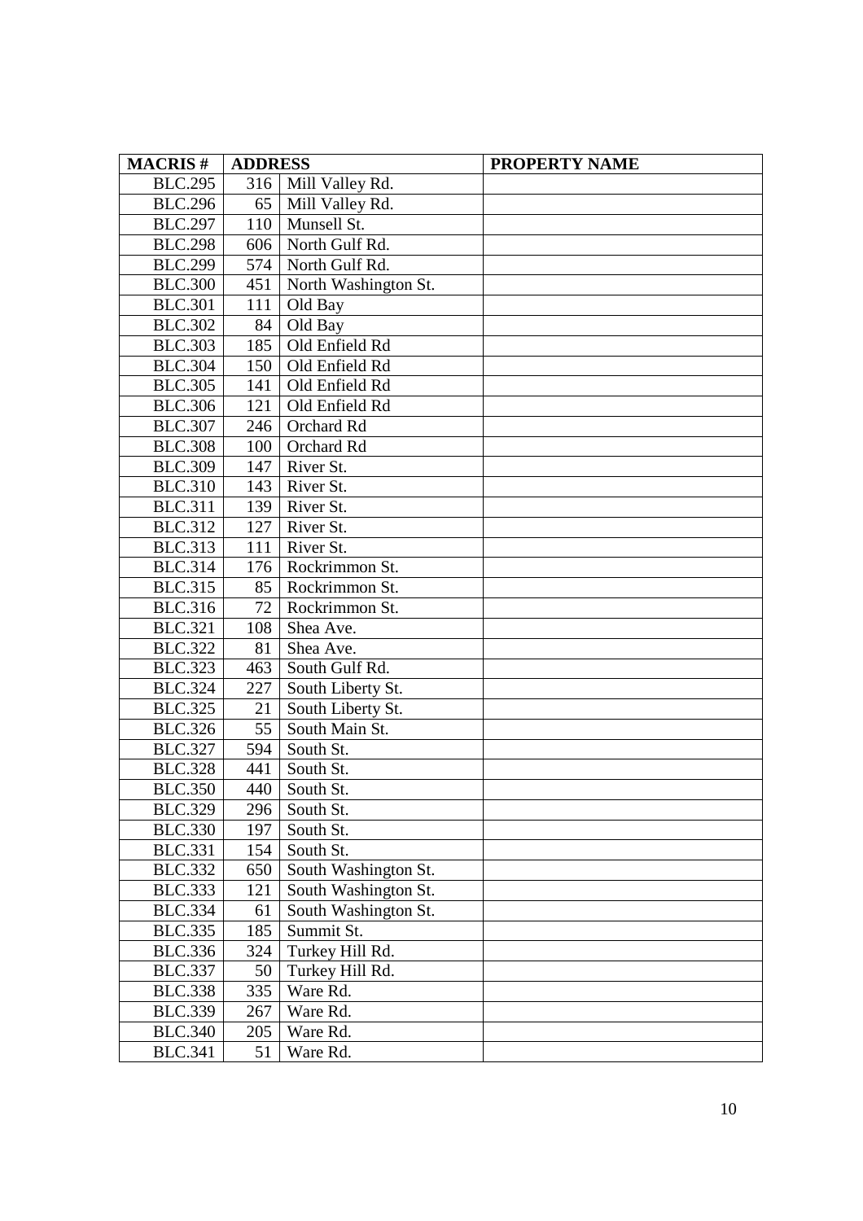| MACRIS # | ADDRESS | | PROPERTY NAME |
|---|---|---|---|
| BLC.295 | 316 | Mill Valley Rd. | |
| BLC.296 | 65 | Mill Valley Rd. | |
| BLC.297 | 110 | Munsell St. | |
| BLC.298 | 606 | North Gulf Rd. | |
| BLC.299 | 574 | North Gulf Rd. | |
| BLC.300 | 451 | North Washington St. | |
| BLC.301 | 111 | Old Bay | |
| BLC.302 | 84 | Old Bay | |
| BLC.303 | 185 | Old Enfield Rd | |
| BLC.304 | 150 | Old Enfield Rd | |
| BLC.305 | 141 | Old Enfield Rd | |
| BLC.306 | 121 | Old Enfield Rd | |
| BLC.307 | 246 | Orchard Rd | |
| BLC.308 | 100 | Orchard Rd | |
| BLC.309 | 147 | River St. | |
| BLC.310 | 143 | River St. | |
| BLC.311 | 139 | River St. | |
| BLC.312 | 127 | River St. | |
| BLC.313 | 111 | River St. | |
| BLC.314 | 176 | Rockrimmon St. | |
| BLC.315 | 85 | Rockrimmon St. | |
| BLC.316 | 72 | Rockrimmon St. | |
| BLC.321 | 108 | Shea Ave. | |
| BLC.322 | 81 | Shea Ave. | |
| BLC.323 | 463 | South Gulf Rd. | |
| BLC.324 | 227 | South Liberty St. | |
| BLC.325 | 21 | South Liberty St. | |
| BLC.326 | 55 | South Main St. | |
| BLC.327 | 594 | South St. | |
| BLC.328 | 441 | South St. | |
| BLC.350 | 440 | South St. | |
| BLC.329 | 296 | South St. | |
| BLC.330 | 197 | South St. | |
| BLC.331 | 154 | South St. | |
| BLC.332 | 650 | South Washington St. | |
| BLC.333 | 121 | South Washington St. | |
| BLC.334 | 61 | South Washington St. | |
| BLC.335 | 185 | Summit St. | |
| BLC.336 | 324 | Turkey Hill Rd. | |
| BLC.337 | 50 | Turkey Hill Rd. | |
| BLC.338 | 335 | Ware Rd. | |
| BLC.339 | 267 | Ware Rd. | |
| BLC.340 | 205 | Ware Rd. | |
| BLC.341 | 51 | Ware Rd. | |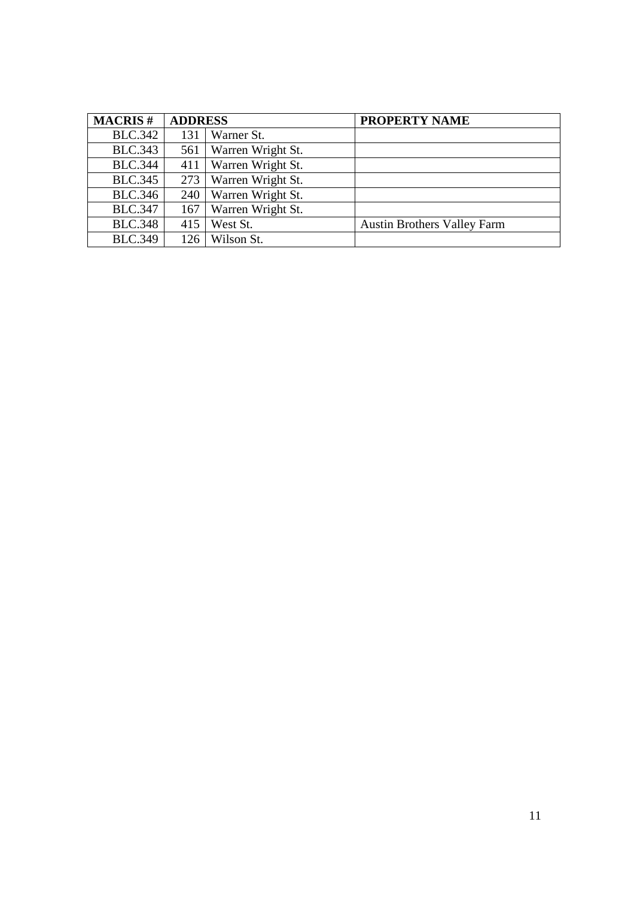| MACRIS # | ADDRESS | | PROPERTY NAME |
|---|---|---|---|
| BLC.342 | 131 | Warner St. | |
| BLC.343 | 561 | Warren Wright St. | |
| BLC.344 | 411 | Warren Wright St. | |
| BLC.345 | 273 | Warren Wright St. | |
| BLC.346 | 240 | Warren Wright St. | |
| BLC.347 | 167 | Warren Wright St. | |
| BLC.348 | 415 | West St. | Austin Brothers Valley Farm |
| BLC.349 | 126 | Wilson St. | |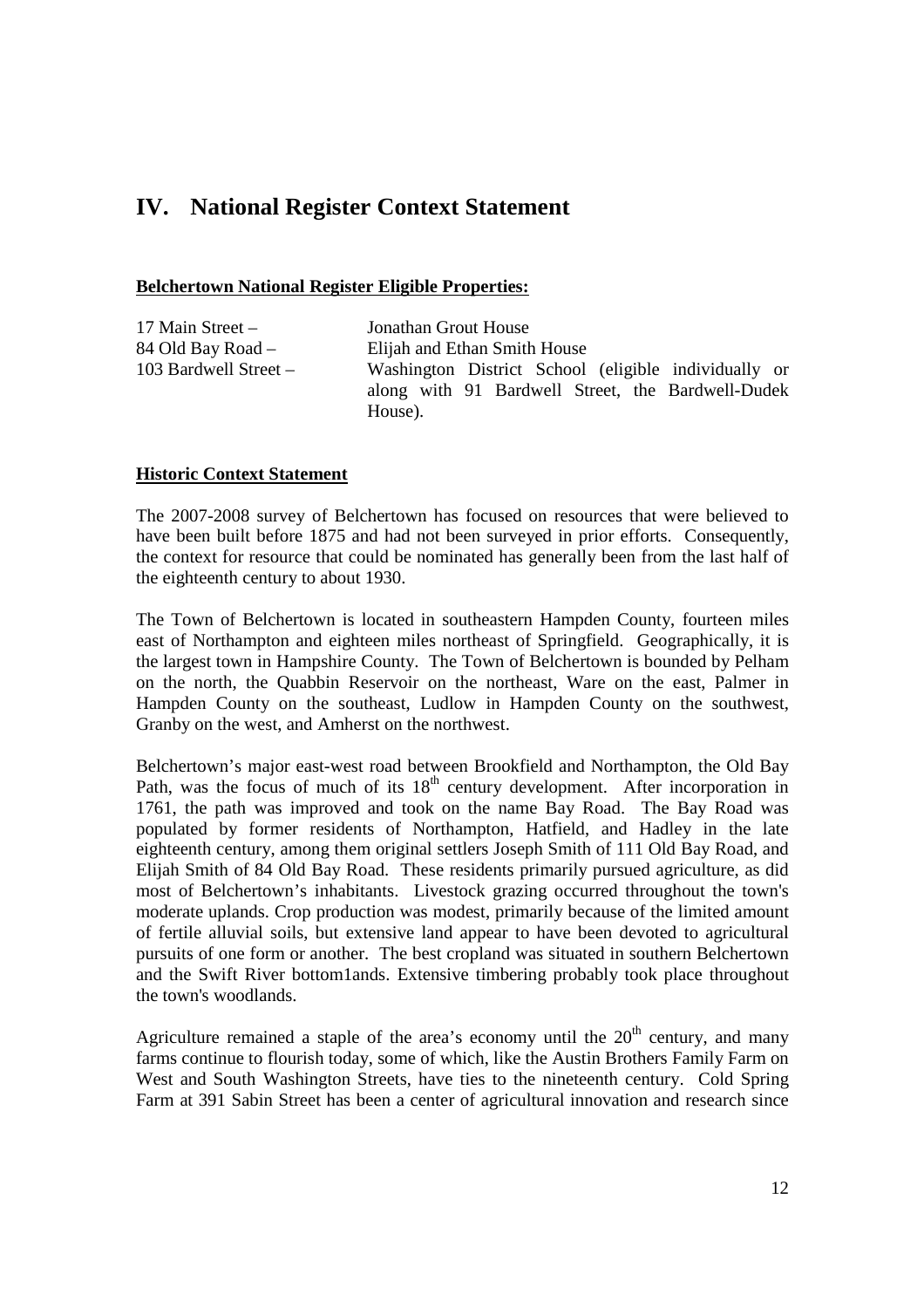# IV. National Register Context Statement

**Belchertown National Register Eligible Properties:**

| | |
|---|---|
| 17 Main Street – | Jonathan Grout House |
| 84 Old Bay Road – | Elijah and Ethan Smith House |
| 103 Bardwell Street – | Washington District School (eligible individually or along with 91 Bardwell Street, the Bardwell-Dudek House). |

**Historic Context Statement**

The 2007-2008 survey of Belchertown has focused on resources that were believed to have been built before 1875 and had not been surveyed in prior efforts. Consequently, the context for resource that could be nominated has generally been from the last half of the eighteenth century to about 1930.

The Town of Belchertown is located in southeastern Hampden County, fourteen miles east of Northampton and eighteen miles northeast of Springfield. Geographically, it is the largest town in Hampshire County. The Town of Belchertown is bounded by Pelham on the north, the Quabbin Reservoir on the northeast, Ware on the east, Palmer in Hampden County on the southeast, Ludlow in Hampden County on the southwest, Granby on the west, and Amherst on the northwest.

Belchertown's major east-west road between Brookfield and Northampton, the Old Bay Path, was the focus of much of its 18th century development. After incorporation in 1761, the path was improved and took on the name Bay Road. The Bay Road was populated by former residents of Northampton, Hatfield, and Hadley in the late eighteenth century, among them original settlers Joseph Smith of 111 Old Bay Road, and Elijah Smith of 84 Old Bay Road. These residents primarily pursued agriculture, as did most of Belchertown's inhabitants. Livestock grazing occurred throughout the town's moderate uplands. Crop production was modest, primarily because of the limited amount of fertile alluvial soils, but extensive land appear to have been devoted to agricultural pursuits of one form or another. The best cropland was situated in southern Belchertown and the Swift River bottom1ands. Extensive timbering probably took place throughout the town's woodlands.

Agriculture remained a staple of the area's economy until the 20th century, and many farms continue to flourish today, some of which, like the Austin Brothers Family Farm on West and South Washington Streets, have ties to the nineteenth century. Cold Spring Farm at 391 Sabin Street has been a center of agricultural innovation and research since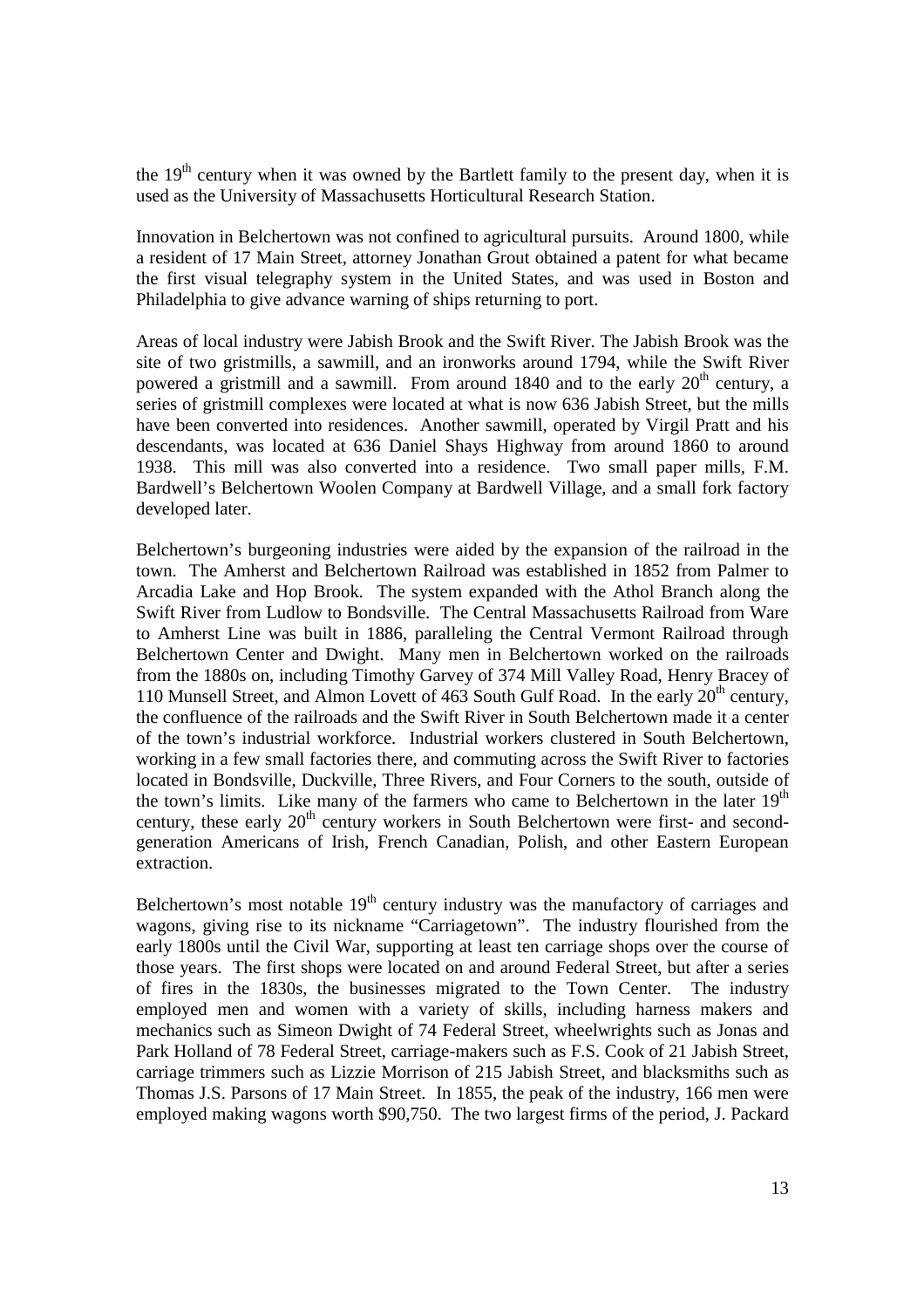the 19th century when it was owned by the Bartlett family to the present day, when it is used as the University of Massachusetts Horticultural Research Station.

Innovation in Belchertown was not confined to agricultural pursuits. Around 1800, while a resident of 17 Main Street, attorney Jonathan Grout obtained a patent for what became the first visual telegraphy system in the United States, and was used in Boston and Philadelphia to give advance warning of ships returning to port.

Areas of local industry were Jabish Brook and the Swift River. The Jabish Brook was the site of two gristmills, a sawmill, and an ironworks around 1794, while the Swift River powered a gristmill and a sawmill. From around 1840 and to the early 20th century, a series of gristmill complexes were located at what is now 636 Jabish Street, but the mills have been converted into residences. Another sawmill, operated by Virgil Pratt and his descendants, was located at 636 Daniel Shays Highway from around 1860 to around 1938. This mill was also converted into a residence. Two small paper mills, F.M. Bardwell's Belchertown Woolen Company at Bardwell Village, and a small fork factory developed later.

Belchertown's burgeoning industries were aided by the expansion of the railroad in the town. The Amherst and Belchertown Railroad was established in 1852 from Palmer to Arcadia Lake and Hop Brook. The system expanded with the Athol Branch along the Swift River from Ludlow to Bondsville. The Central Massachusetts Railroad from Ware to Amherst Line was built in 1886, paralleling the Central Vermont Railroad through Belchertown Center and Dwight. Many men in Belchertown worked on the railroads from the 1880s on, including Timothy Garvey of 374 Mill Valley Road, Henry Bracey of 110 Munsell Street, and Almon Lovett of 463 South Gulf Road. In the early 20th century, the confluence of the railroads and the Swift River in South Belchertown made it a center of the town's industrial workforce. Industrial workers clustered in South Belchertown, working in a few small factories there, and commuting across the Swift River to factories located in Bondsville, Duckville, Three Rivers, and Four Corners to the south, outside of the town's limits. Like many of the farmers who came to Belchertown in the later 19th century, these early 20th century workers in South Belchertown were first- and second-generation Americans of Irish, French Canadian, Polish, and other Eastern European extraction.

Belchertown's most notable 19th century industry was the manufactory of carriages and wagons, giving rise to its nickname "Carriagetown". The industry flourished from the early 1800s until the Civil War, supporting at least ten carriage shops over the course of those years. The first shops were located on and around Federal Street, but after a series of fires in the 1830s, the businesses migrated to the Town Center. The industry employed men and women with a variety of skills, including harness makers and mechanics such as Simeon Dwight of 74 Federal Street, wheelwrights such as Jonas and Park Holland of 78 Federal Street, carriage-makers such as F.S. Cook of 21 Jabish Street, carriage trimmers such as Lizzie Morrison of 215 Jabish Street, and blacksmiths such as Thomas J.S. Parsons of 17 Main Street. In 1855, the peak of the industry, 166 men were employed making wagons worth $90,750. The two largest firms of the period, J. Packard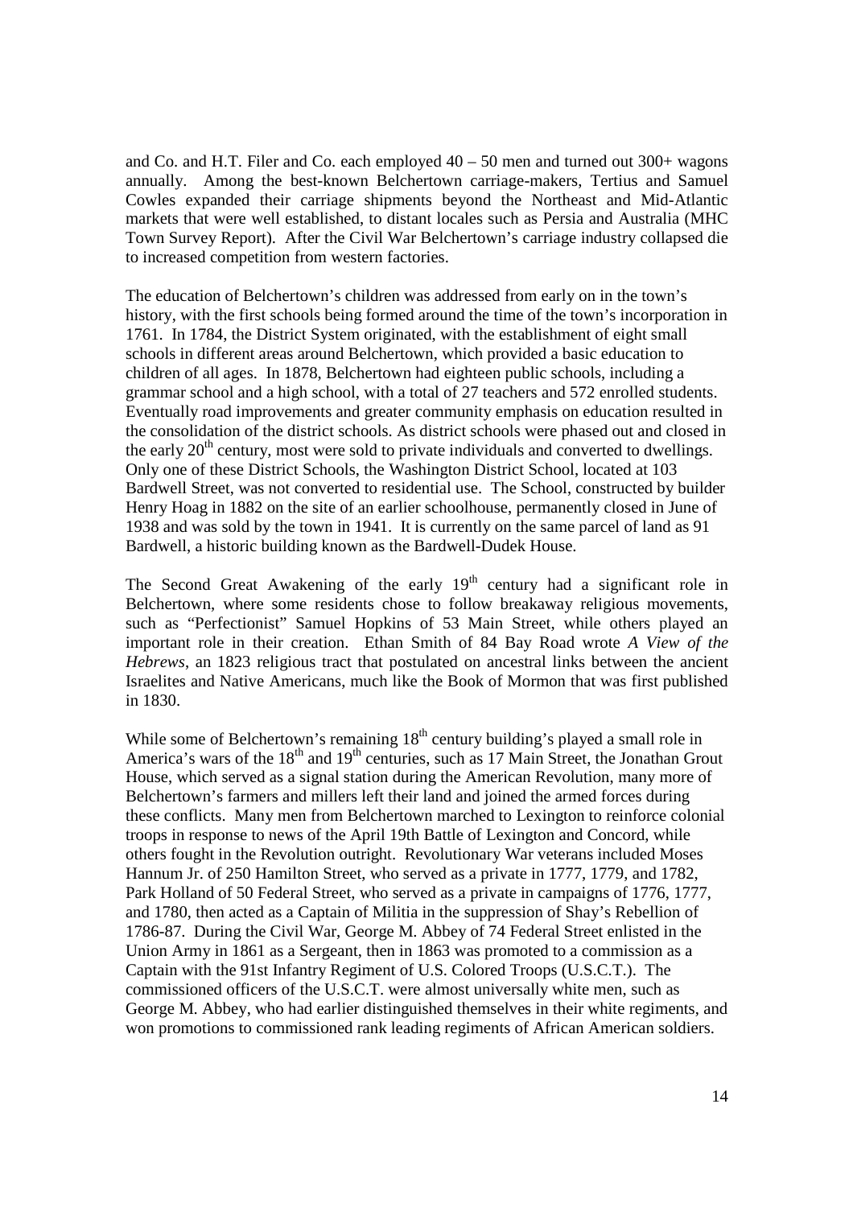and Co. and H.T. Filer and Co. each employed 40 – 50 men and turned out 300+ wagons annually. Among the best-known Belchertown carriage-makers, Tertius and Samuel Cowles expanded their carriage shipments beyond the Northeast and Mid-Atlantic markets that were well established, to distant locales such as Persia and Australia (MHC Town Survey Report). After the Civil War Belchertown's carriage industry collapsed die to increased competition from western factories.

The education of Belchertown's children was addressed from early on in the town's history, with the first schools being formed around the time of the town's incorporation in 1761. In 1784, the District System originated, with the establishment of eight small schools in different areas around Belchertown, which provided a basic education to children of all ages. In 1878, Belchertown had eighteen public schools, including a grammar school and a high school, with a total of 27 teachers and 572 enrolled students. Eventually road improvements and greater community emphasis on education resulted in the consolidation of the district schools. As district schools were phased out and closed in the early 20th century, most were sold to private individuals and converted to dwellings. Only one of these District Schools, the Washington District School, located at 103 Bardwell Street, was not converted to residential use. The School, constructed by builder Henry Hoag in 1882 on the site of an earlier schoolhouse, permanently closed in June of 1938 and was sold by the town in 1941. It is currently on the same parcel of land as 91 Bardwell, a historic building known as the Bardwell-Dudek House.

The Second Great Awakening of the early 19th century had a significant role in Belchertown, where some residents chose to follow breakaway religious movements, such as "Perfectionist" Samuel Hopkins of 53 Main Street, while others played an important role in their creation. Ethan Smith of 84 Bay Road wrote *A View of the Hebrews*, an 1823 religious tract that postulated on ancestral links between the ancient Israelites and Native Americans, much like the Book of Mormon that was first published in 1830.

While some of Belchertown's remaining 18th century building's played a small role in America's wars of the 18th and 19th centuries, such as 17 Main Street, the Jonathan Grout House, which served as a signal station during the American Revolution, many more of Belchertown's farmers and millers left their land and joined the armed forces during these conflicts. Many men from Belchertown marched to Lexington to reinforce colonial troops in response to news of the April 19th Battle of Lexington and Concord, while others fought in the Revolution outright. Revolutionary War veterans included Moses Hannum Jr. of 250 Hamilton Street, who served as a private in 1777, 1779, and 1782, Park Holland of 50 Federal Street, who served as a private in campaigns of 1776, 1777, and 1780, then acted as a Captain of Militia in the suppression of Shay's Rebellion of 1786-87. During the Civil War, George M. Abbey of 74 Federal Street enlisted in the Union Army in 1861 as a Sergeant, then in 1863 was promoted to a commission as a Captain with the 91st Infantry Regiment of U.S. Colored Troops (U.S.C.T.). The commissioned officers of the U.S.C.T. were almost universally white men, such as George M. Abbey, who had earlier distinguished themselves in their white regiments, and won promotions to commissioned rank leading regiments of African American soldiers.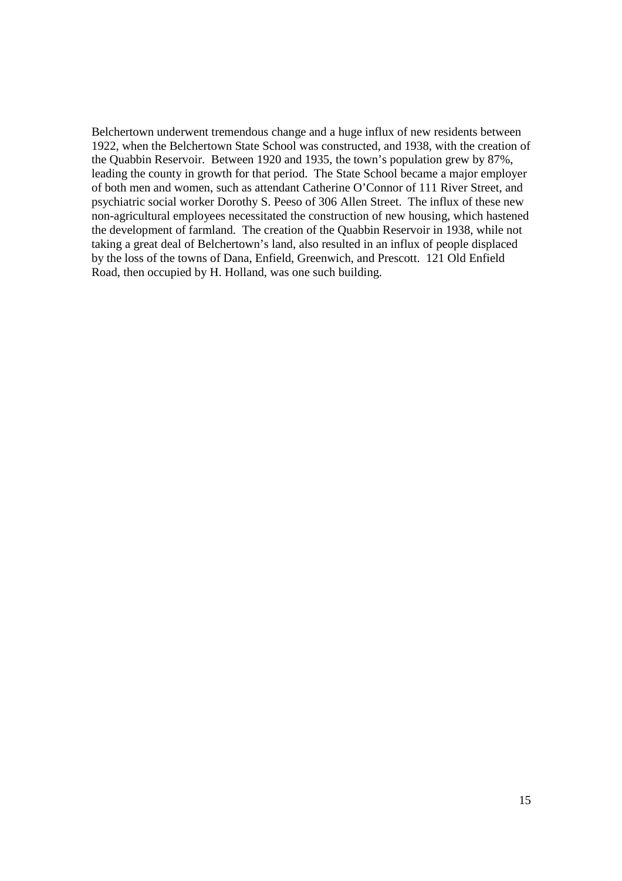Belchertown underwent tremendous change and a huge influx of new residents between 1922, when the Belchertown State School was constructed, and 1938, with the creation of the Quabbin Reservoir. Between 1920 and 1935, the town's population grew by 87%, leading the county in growth for that period. The State School became a major employer of both men and women, such as attendant Catherine O'Connor of 111 River Street, and psychiatric social worker Dorothy S. Peeso of 306 Allen Street. The influx of these new non-agricultural employees necessitated the construction of new housing, which hastened the development of farmland. The creation of the Quabbin Reservoir in 1938, while not taking a great deal of Belchertown's land, also resulted in an influx of people displaced by the loss of the towns of Dana, Enfield, Greenwich, and Prescott. 121 Old Enfield Road, then occupied by H. Holland, was one such building.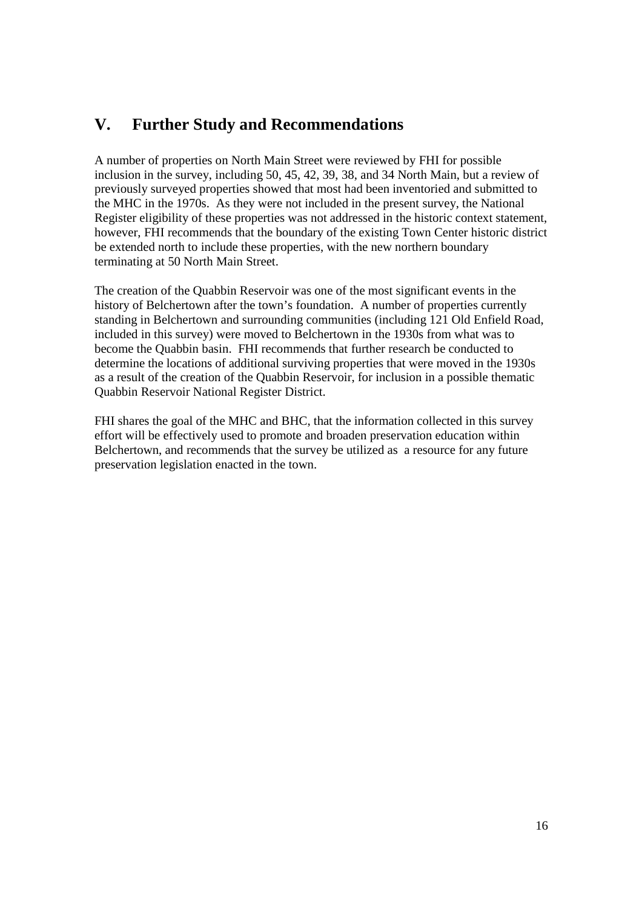## V. Further Study and Recommendations

A number of properties on North Main Street were reviewed by FHI for possible inclusion in the survey, including 50, 45, 42, 39, 38, and 34 North Main, but a review of previously surveyed properties showed that most had been inventoried and submitted to the MHC in the 1970s. As they were not included in the present survey, the National Register eligibility of these properties was not addressed in the historic context statement, however, FHI recommends that the boundary of the existing Town Center historic district be extended north to include these properties, with the new northern boundary terminating at 50 North Main Street.

The creation of the Quabbin Reservoir was one of the most significant events in the history of Belchertown after the town's foundation. A number of properties currently standing in Belchertown and surrounding communities (including 121 Old Enfield Road, included in this survey) were moved to Belchertown in the 1930s from what was to become the Quabbin basin. FHI recommends that further research be conducted to determine the locations of additional surviving properties that were moved in the 1930s as a result of the creation of the Quabbin Reservoir, for inclusion in a possible thematic Quabbin Reservoir National Register District.

FHI shares the goal of the MHC and BHC, that the information collected in this survey effort will be effectively used to promote and broaden preservation education within Belchertown, and recommends that the survey be utilized as a resource for any future preservation legislation enacted in the town.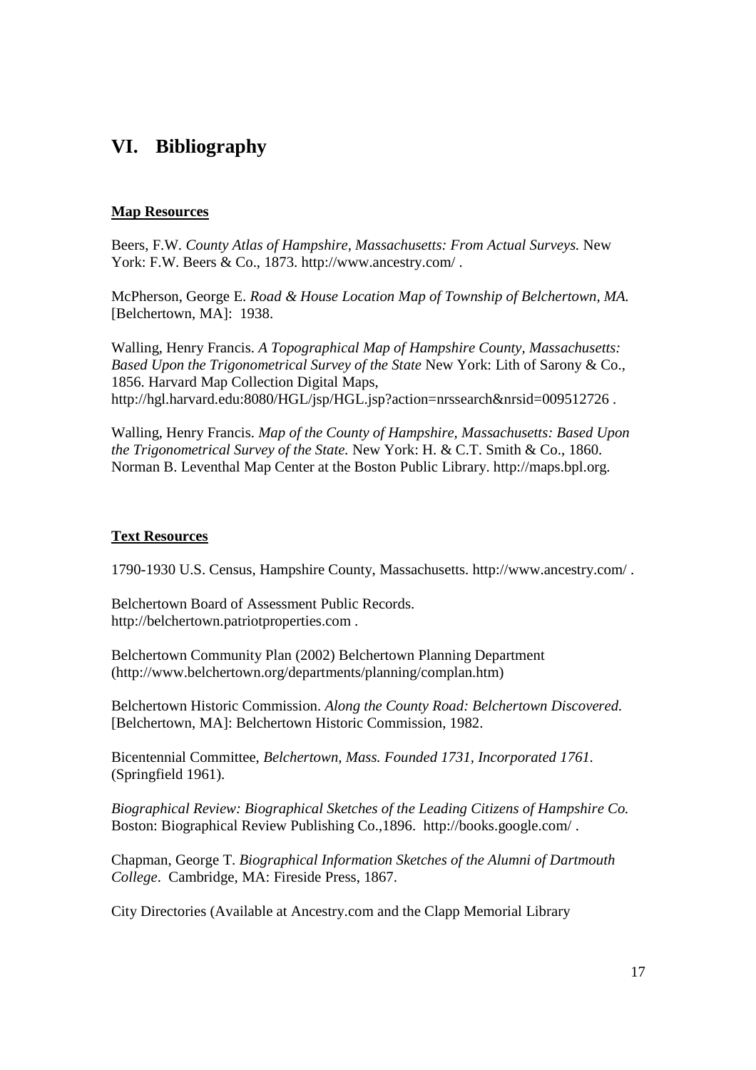# VI. Bibliography

**Map Resources**

Beers, F.W. *County Atlas of Hampshire, Massachusetts: From Actual Surveys.* New York: F.W. Beers & Co., 1873. http://www.ancestry.com/ .

McPherson, George E. *Road & House Location Map of Township of Belchertown, MA.* [Belchertown, MA]: 1938.

Walling, Henry Francis. *A Topographical Map of Hampshire County, Massachusetts: Based Upon the Trigonometrical Survey of the State* New York: Lith of Sarony & Co., 1856. Harvard Map Collection Digital Maps, http://hgl.harvard.edu:8080/HGL/jsp/HGL.jsp?action=nrssearch&nrsid=009512726 .

Walling, Henry Francis. *Map of the County of Hampshire, Massachusetts: Based Upon the Trigonometrical Survey of the State.* New York: H. & C.T. Smith & Co., 1860. Norman B. Leventhal Map Center at the Boston Public Library. http://maps.bpl.org.

**Text Resources**

1790-1930 U.S. Census, Hampshire County, Massachusetts. http://www.ancestry.com/ .

Belchertown Board of Assessment Public Records. http://belchertown.patriotproperties.com .

Belchertown Community Plan (2002) Belchertown Planning Department (http://www.belchertown.org/departments/planning/complan.htm)

Belchertown Historic Commission. *Along the County Road: Belchertown Discovered.* [Belchertown, MA]: Belchertown Historic Commission, 1982.

Bicentennial Committee, *Belchertown, Mass. Founded 1731, Incorporated 1761.* (Springfield 1961).

*Biographical Review: Biographical Sketches of the Leading Citizens of Hampshire Co.* Boston: Biographical Review Publishing Co.,1896. http://books.google.com/ .

Chapman, George T. *Biographical Information Sketches of the Alumni of Dartmouth College*. Cambridge, MA: Fireside Press, 1867.

City Directories (Available at Ancestry.com and the Clapp Memorial Library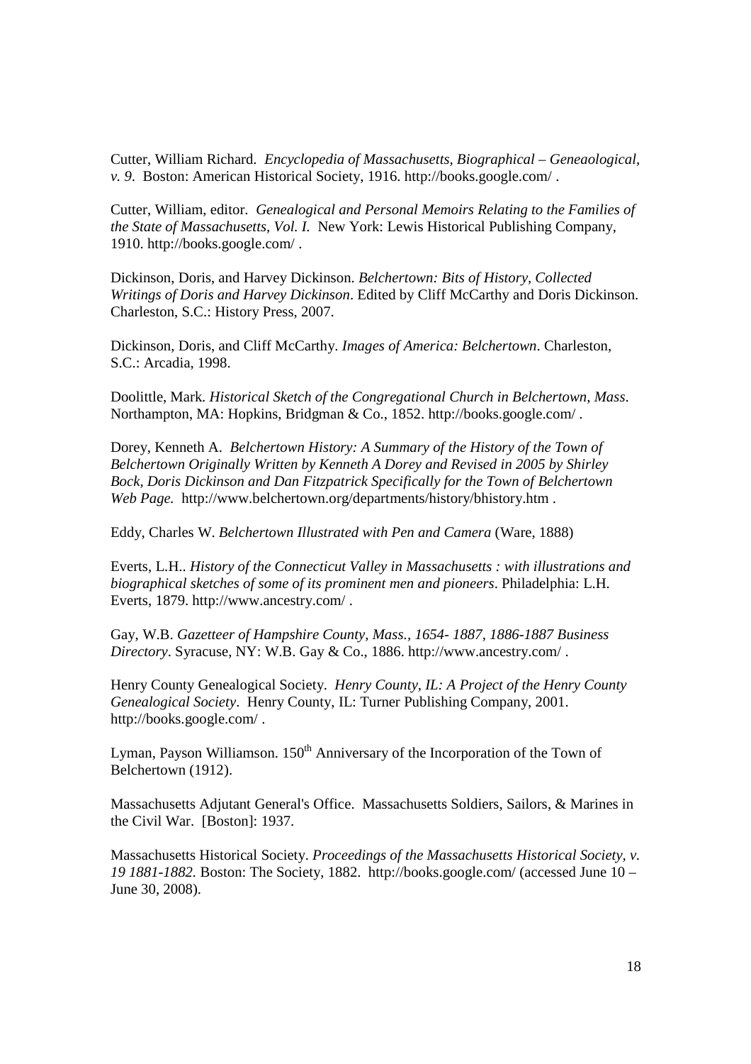Cutter, William Richard. *Encyclopedia of Massachusetts, Biographical – Geneaological, v. 9.* Boston: American Historical Society, 1916. http://books.google.com/ .

Cutter, William, editor. *Genealogical and Personal Memoirs Relating to the Families of the State of Massachusetts, Vol. I.* New York: Lewis Historical Publishing Company, 1910. http://books.google.com/ .

Dickinson, Doris, and Harvey Dickinson. *Belchertown: Bits of History, Collected Writings of Doris and Harvey Dickinson*. Edited by Cliff McCarthy and Doris Dickinson. Charleston, S.C.: History Press, 2007.

Dickinson, Doris, and Cliff McCarthy. *Images of America: Belchertown*. Charleston, S.C.: Arcadia, 1998.

Doolittle, Mark. *Historical Sketch of the Congregational Church in Belchertown, Mass*. Northampton, MA: Hopkins, Bridgman & Co., 1852. http://books.google.com/ .

Dorey, Kenneth A. *Belchertown History: A Summary of the History of the Town of Belchertown Originally Written by Kenneth A Dorey and Revised in 2005 by Shirley Bock, Doris Dickinson and Dan Fitzpatrick Specifically for the Town of Belchertown Web Page.* http://www.belchertown.org/departments/history/bhistory.htm .

Eddy, Charles W. *Belchertown Illustrated with Pen and Camera* (Ware, 1888)

Everts, L.H.. *History of the Connecticut Valley in Massachusetts : with illustrations and biographical sketches of some of its prominent men and pioneers*. Philadelphia: L.H. Everts, 1879. http://www.ancestry.com/ .

Gay, W.B. *Gazetteer of Hampshire County, Mass., 1654- 1887, 1886-1887 Business Directory*. Syracuse, NY: W.B. Gay & Co., 1886. http://www.ancestry.com/ .

Henry County Genealogical Society. *Henry County, IL: A Project of the Henry County Genealogical Society*. Henry County, IL: Turner Publishing Company, 2001. http://books.google.com/ .

Lyman, Payson Williamson. 150th Anniversary of the Incorporation of the Town of Belchertown (1912).

Massachusetts Adjutant General's Office. Massachusetts Soldiers, Sailors, & Marines in the Civil War. [Boston]: 1937.

Massachusetts Historical Society. *Proceedings of the Massachusetts Historical Society, v. 19 1881-1882.* Boston: The Society, 1882. http://books.google.com/ (accessed June 10 – June 30, 2008).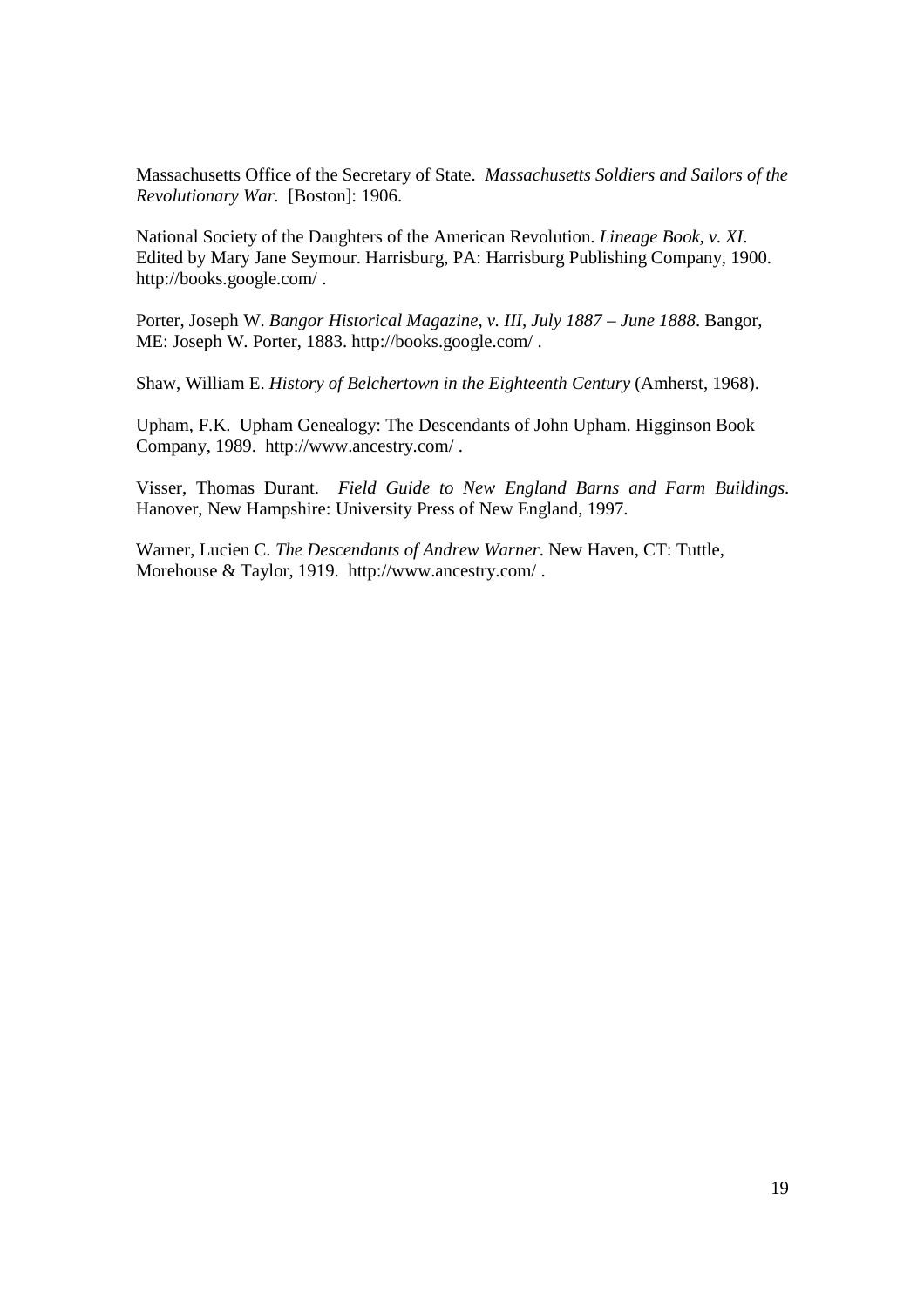Massachusetts Office of the Secretary of State. *Massachusetts Soldiers and Sailors of the Revolutionary War.* [Boston]: 1906.

National Society of the Daughters of the American Revolution. *Lineage Book, v. XI*. Edited by Mary Jane Seymour. Harrisburg, PA: Harrisburg Publishing Company, 1900. http://books.google.com/ .

Porter, Joseph W. *Bangor Historical Magazine, v. III, July 1887 – June 1888*. Bangor, ME: Joseph W. Porter, 1883. http://books.google.com/ .

Shaw, William E. *History of Belchertown in the Eighteenth Century* (Amherst, 1968).

Upham, F.K. Upham Genealogy: The Descendants of John Upham. Higginson Book Company, 1989. http://www.ancestry.com/ .

Visser, Thomas Durant. *Field Guide to New England Barns and Farm Buildings*. Hanover, New Hampshire: University Press of New England, 1997.

Warner, Lucien C. *The Descendants of Andrew Warner*. New Haven, CT: Tuttle, Morehouse & Taylor, 1919. http://www.ancestry.com/ .